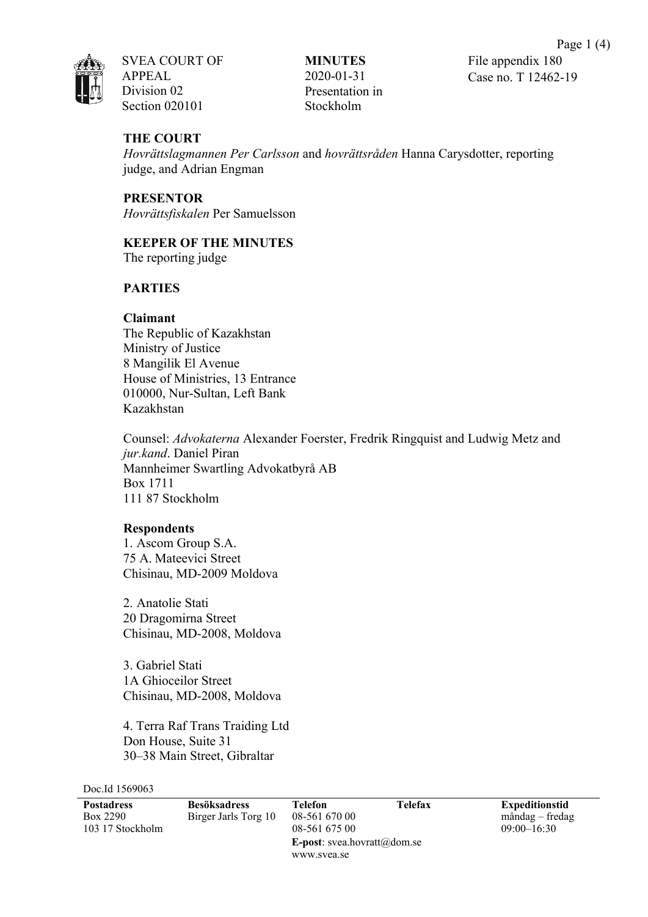SVEA COURT OF APPEAL
Division 02
Section 020101

**MINUTES**
2020-01-31
Presentation in Stockholm

File appendix 180
Case no. T 12462-19

**THE COURT**
*Hovrättslagmannen Per Carlsson* and *hovrättsråden* Hanna Carysdotter, reporting judge, and Adrian Engman

**PRESENTOR**
*Hovrättsfiskalen* Per Samuelsson

**KEEPER OF THE MINUTES**
The reporting judge

**PARTIES**

**Claimant**
The Republic of Kazakhstan
Ministry of Justice
8 Mangilik El Avenue
House of Ministries, 13 Entrance
010000, Nur-Sultan, Left Bank
Kazakhstan

Counsel: *Advokaterna* Alexander Foerster, Fredrik Ringquist and Ludwig Metz and *jur.kand*. Daniel Piran
Mannheimer Swartling Advokatbyrå AB
Box 1711
111 87 Stockholm

**Respondents**
1. Ascom Group S.A.
75 A. Mateevici Street
Chisinau, MD-2009 Moldova

2. Anatolie Stati
20 Dragomirna Street
Chisinau, MD-2008, Moldova

3. Gabriel Stati
1A Ghioceilor Street
Chisinau, MD-2008, Moldova

4. Terra Raf Trans Traiding Ltd
Don House, Suite 31
30–38 Main Street, Gibraltar

Doc.Id 1569063

| **Postadress** | **Besöksadress** | **Telefon** | **Telefax** | **Expeditionstid** |
|---|---|---|---|---|
| Box 2290 | Birger Jarls Torg 10 | 08-561 670 00 | | måndag – fredag |
| 103 17 Stockholm | | 08-561 675 00 | | 09:00–16:30 |
| | | **E-post**: svea.hovratt@dom.se | | |
| | | www.svea.se | | |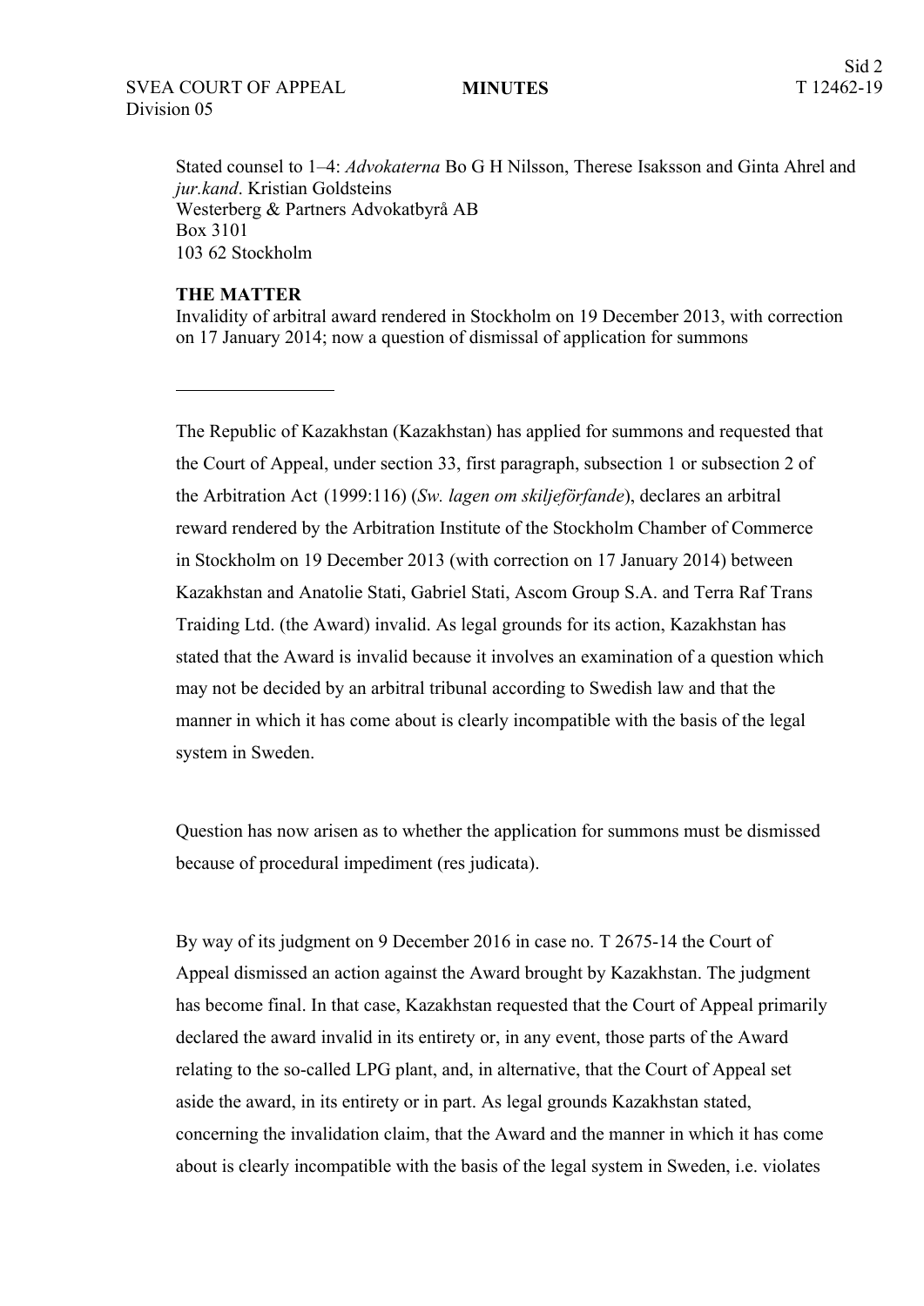Stated counsel to 1–4: *Advokaterna* Bo G H Nilsson, Therese Isaksson and Ginta Ahrel and *jur.kand*. Kristian Goldsteins
Westerberg & Partners Advokatbyrå AB
Box 3101
103 62 Stockholm

**THE MATTER**
Invalidity of arbitral award rendered in Stockholm on 19 December 2013, with correction on 17 January 2014; now a question of dismissal of application for summons

---

The Republic of Kazakhstan (Kazakhstan) has applied for summons and requested that the Court of Appeal, under section 33, first paragraph, subsection 1 or subsection 2 of the Arbitration Act (1999:116) (*Sw. lagen om skiljeförfande*), declares an arbitral reward rendered by the Arbitration Institute of the Stockholm Chamber of Commerce in Stockholm on 19 December 2013 (with correction on 17 January 2014) between Kazakhstan and Anatolie Stati, Gabriel Stati, Ascom Group S.A. and Terra Raf Trans Traiding Ltd. (the Award) invalid. As legal grounds for its action, Kazakhstan has stated that the Award is invalid because it involves an examination of a question which may not be decided by an arbitral tribunal according to Swedish law and that the manner in which it has come about is clearly incompatible with the basis of the legal system in Sweden.

Question has now arisen as to whether the application for summons must be dismissed because of procedural impediment (res judicata).

By way of its judgment on 9 December 2016 in case no. T 2675-14 the Court of Appeal dismissed an action against the Award brought by Kazakhstan. The judgment has become final. In that case, Kazakhstan requested that the Court of Appeal primarily declared the award invalid in its entirety or, in any event, those parts of the Award relating to the so-called LPG plant, and, in alternative, that the Court of Appeal set aside the award, in its entirety or in part. As legal grounds Kazakhstan stated, concerning the invalidation claim, that the Award and the manner in which it has come about is clearly incompatible with the basis of the legal system in Sweden, i.e. violates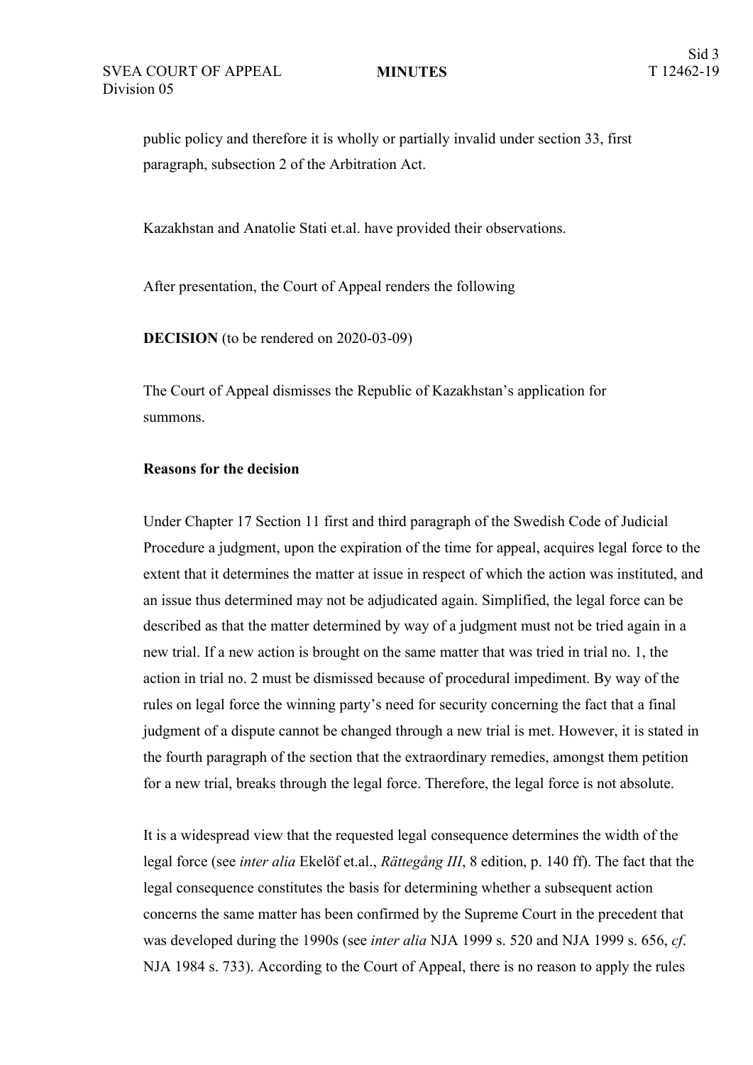public policy and therefore it is wholly or partially invalid under section 33, first paragraph, subsection 2 of the Arbitration Act.

Kazakhstan and Anatolie Stati et.al. have provided their observations.

After presentation, the Court of Appeal renders the following

**DECISION** (to be rendered on 2020-03-09)

The Court of Appeal dismisses the Republic of Kazakhstan's application for summons.

**Reasons for the decision**

Under Chapter 17 Section 11 first and third paragraph of the Swedish Code of Judicial Procedure a judgment, upon the expiration of the time for appeal, acquires legal force to the extent that it determines the matter at issue in respect of which the action was instituted, and an issue thus determined may not be adjudicated again. Simplified, the legal force can be described as that the matter determined by way of a judgment must not be tried again in a new trial. If a new action is brought on the same matter that was tried in trial no. 1, the action in trial no. 2 must be dismissed because of procedural impediment. By way of the rules on legal force the winning party's need for security concerning the fact that a final judgment of a dispute cannot be changed through a new trial is met. However, it is stated in the fourth paragraph of the section that the extraordinary remedies, amongst them petition for a new trial, breaks through the legal force. Therefore, the legal force is not absolute.

It is a widespread view that the requested legal consequence determines the width of the legal force (see *inter alia* Ekelöf et.al., *Rättegång III*, 8 edition, p. 140 ff). The fact that the legal consequence constitutes the basis for determining whether a subsequent action concerns the same matter has been confirmed by the Supreme Court in the precedent that was developed during the 1990s (see *inter alia* NJA 1999 s. 520 and NJA 1999 s. 656, *cf*. NJA 1984 s. 733). According to the Court of Appeal, there is no reason to apply the rules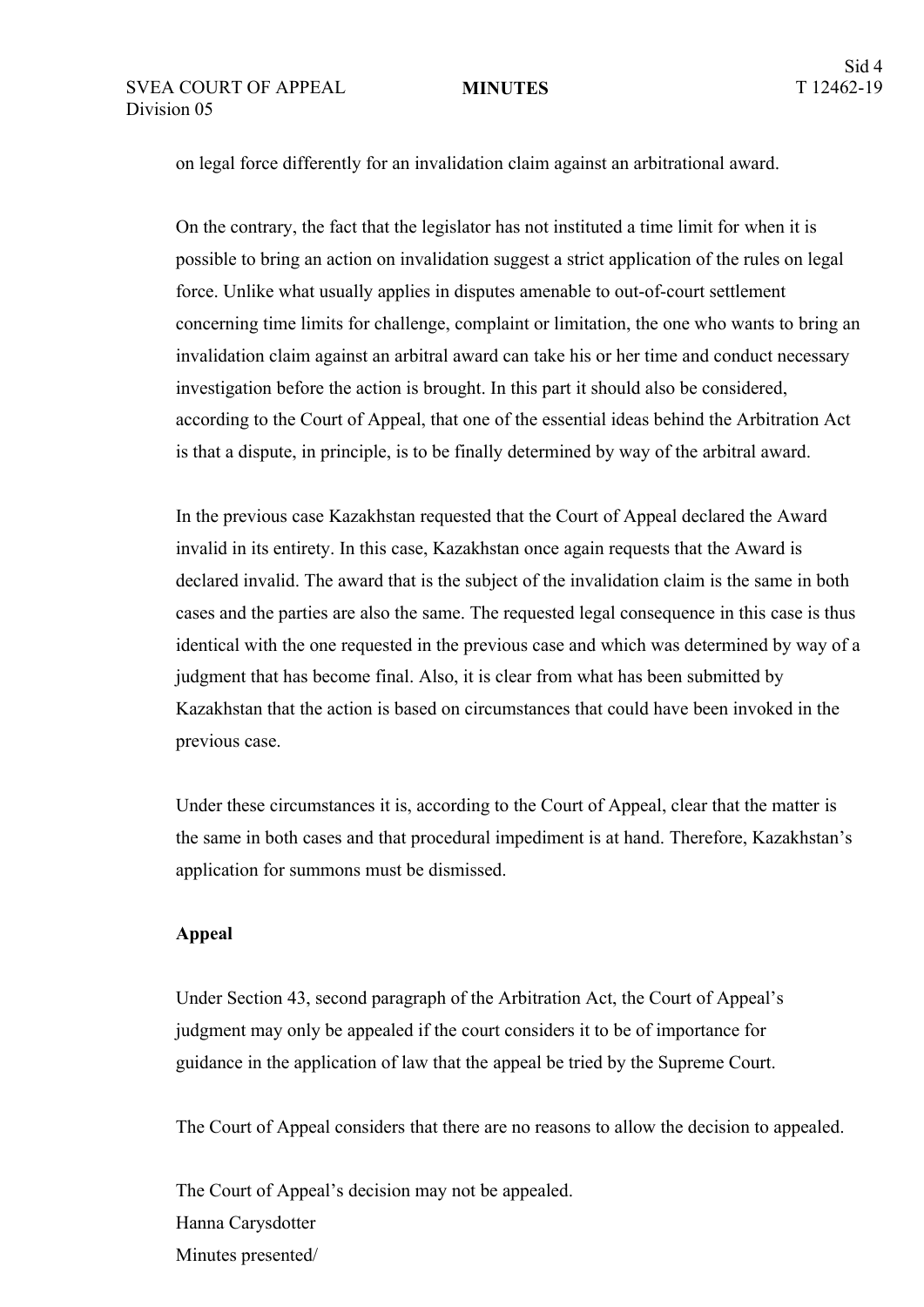on legal force differently for an invalidation claim against an arbitrational award.

On the contrary, the fact that the legislator has not instituted a time limit for when it is possible to bring an action on invalidation suggest a strict application of the rules on legal force. Unlike what usually applies in disputes amenable to out-of-court settlement concerning time limits for challenge, complaint or limitation, the one who wants to bring an invalidation claim against an arbitral award can take his or her time and conduct necessary investigation before the action is brought. In this part it should also be considered, according to the Court of Appeal, that one of the essential ideas behind the Arbitration Act is that a dispute, in principle, is to be finally determined by way of the arbitral award.

In the previous case Kazakhstan requested that the Court of Appeal declared the Award invalid in its entirety. In this case, Kazakhstan once again requests that the Award is declared invalid. The award that is the subject of the invalidation claim is the same in both cases and the parties are also the same. The requested legal consequence in this case is thus identical with the one requested in the previous case and which was determined by way of a judgment that has become final. Also, it is clear from what has been submitted by Kazakhstan that the action is based on circumstances that could have been invoked in the previous case.

Under these circumstances it is, according to the Court of Appeal, clear that the matter is the same in both cases and that procedural impediment is at hand. Therefore, Kazakhstan's application for summons must be dismissed.

**Appeal**

Under Section 43, second paragraph of the Arbitration Act, the Court of Appeal's judgment may only be appealed if the court considers it to be of importance for guidance in the application of law that the appeal be tried by the Supreme Court.

The Court of Appeal considers that there are no reasons to allow the decision to appealed.

The Court of Appeal's decision may not be appealed.
Hanna Carysdotter
Minutes presented/